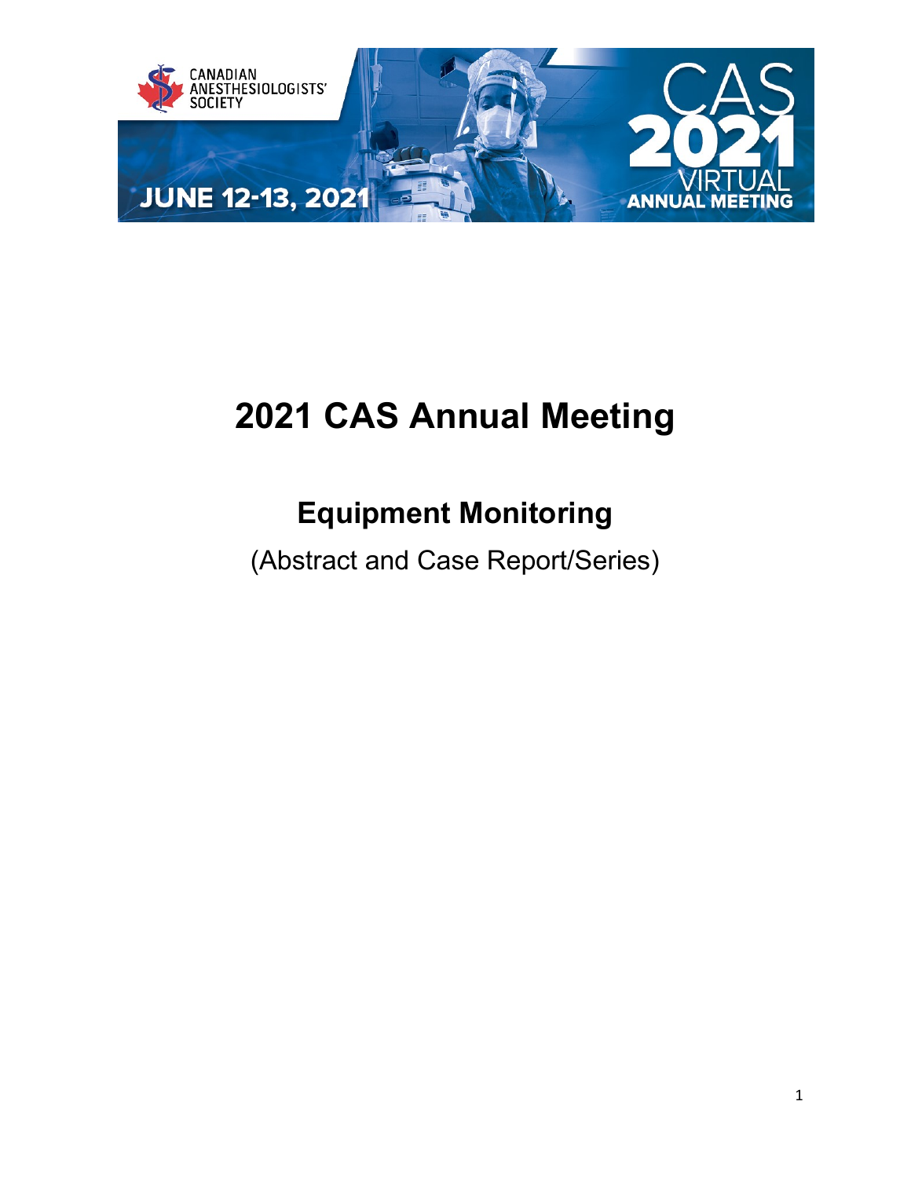# 2021 CAS Annual Meeting

## Equipment Monitoring

(Abstract and Case Report/Series)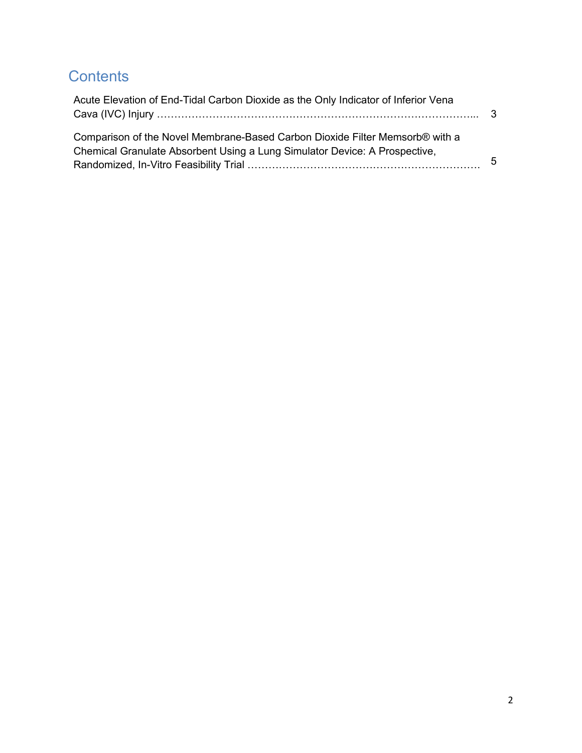## Contents

Acute Elevation of End-Tidal Carbon Dioxide as the Only Indicator of Inferior Vena Cava (IVC) Injury ……………………………………………………………………………... 3

Comparison of the Novel Membrane-Based Carbon Dioxide Filter Memsorb® with a Chemical Granulate Absorbent Using a Lung Simulator Device: A Prospective, Randomized, In-Vitro Feasibility Trial …………………………………………………………… 5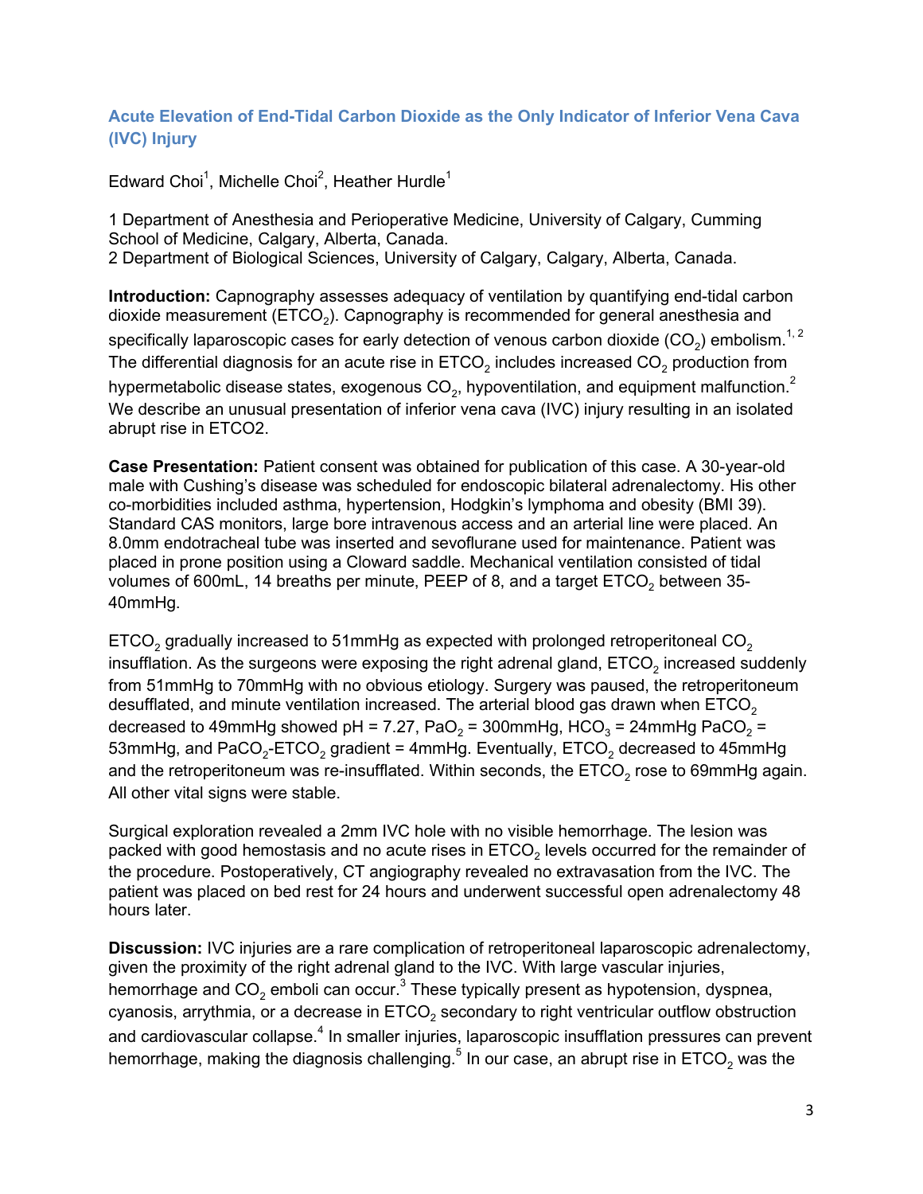## Acute Elevation of End-Tidal Carbon Dioxide as the Only Indicator of Inferior Vena Cava (IVC) Injury

Edward Choi[1], Michelle Choi[2], Heather Hurdle[1]

1 Department of Anesthesia and Perioperative Medicine, University of Calgary, Cumming School of Medicine, Calgary, Alberta, Canada.
2 Department of Biological Sciences, University of Calgary, Calgary, Alberta, Canada.

**Introduction:** Capnography assesses adequacy of ventilation by quantifying end-tidal carbon dioxide measurement ($ETCO_2$). Capnography is recommended for general anesthesia and specifically laparoscopic cases for early detection of venous carbon dioxide ($CO_2$) embolism.[1, 2] The differential diagnosis for an acute rise in $ETCO_2$ includes increased $CO_2$ production from hypermetabolic disease states, exogenous $CO_2$, hypoventilation, and equipment malfunction.[2] We describe an unusual presentation of inferior vena cava (IVC) injury resulting in an isolated abrupt rise in ETCO2.

**Case Presentation:** Patient consent was obtained for publication of this case. A 30-year-old male with Cushing's disease was scheduled for endoscopic bilateral adrenalectomy. His other co-morbidities included asthma, hypertension, Hodgkin's lymphoma and obesity (BMI 39). Standard CAS monitors, large bore intravenous access and an arterial line were placed. An 8.0mm endotracheal tube was inserted and sevoflurane used for maintenance. Patient was placed in prone position using a Cloward saddle. Mechanical ventilation consisted of tidal volumes of 600mL, 14 breaths per minute, PEEP of 8, and a target $ETCO_2$ between 35-40mmHg.

$ETCO_2$ gradually increased to 51mmHg as expected with prolonged retroperitoneal $CO_2$ insufflation. As the surgeons were exposing the right adrenal gland, $ETCO_2$ increased suddenly from 51mmHg to 70mmHg with no obvious etiology. Surgery was paused, the retroperitoneum desufflated, and minute ventilation increased. The arterial blood gas drawn when $ETCO_2$ decreased to 49mmHg showed pH = 7.27, $PaO_2$ = 300mmHg, $HCO_3$ = 24mmHg $PaCO_2$ = 53mmHg, and $PaCO_2$-$ETCO_2$ gradient = 4mmHg. Eventually, $ETCO_2$ decreased to 45mmHg and the retroperitoneum was re-insufflated. Within seconds, the $ETCO_2$ rose to 69mmHg again. All other vital signs were stable.

Surgical exploration revealed a 2mm IVC hole with no visible hemorrhage. The lesion was packed with good hemostasis and no acute rises in $ETCO_2$ levels occurred for the remainder of the procedure. Postoperatively, CT angiography revealed no extravasation from the IVC. The patient was placed on bed rest for 24 hours and underwent successful open adrenalectomy 48 hours later.

**Discussion:** IVC injuries are a rare complication of retroperitoneal laparoscopic adrenalectomy, given the proximity of the right adrenal gland to the IVC. With large vascular injuries, hemorrhage and $CO_2$ emboli can occur.[3] These typically present as hypotension, dyspnea, cyanosis, arrythmia, or a decrease in $ETCO_2$ secondary to right ventricular outflow obstruction and cardiovascular collapse.[4] In smaller injuries, laparoscopic insufflation pressures can prevent hemorrhage, making the diagnosis challenging.[5] In our case, an abrupt rise in $ETCO_2$ was the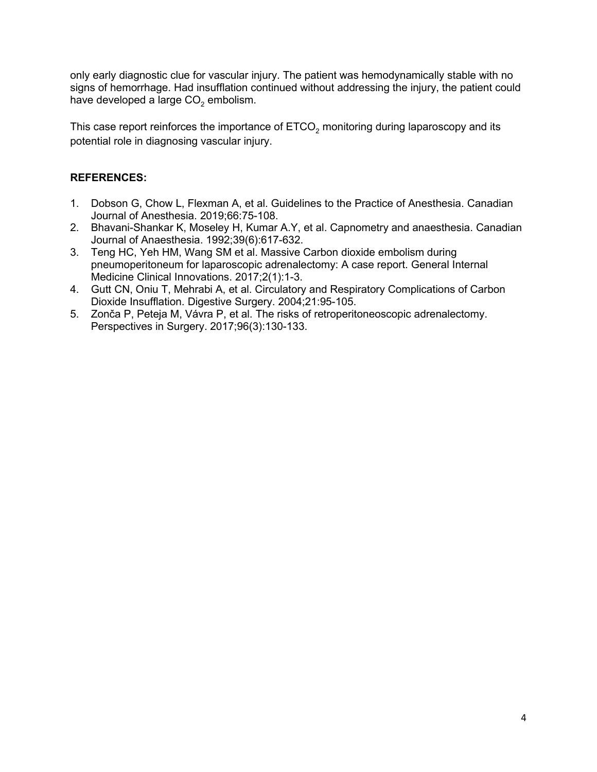only early diagnostic clue for vascular injury. The patient was hemodynamically stable with no signs of hemorrhage. Had insufflation continued without addressing the injury, the patient could have developed a large $CO_2$ embolism.

This case report reinforces the importance of $ETCO_2$ monitoring during laparoscopy and its potential role in diagnosing vascular injury.

**REFERENCES:**

1. Dobson G, Chow L, Flexman A, et al. Guidelines to the Practice of Anesthesia. Canadian Journal of Anesthesia. 2019;66:75-108.
2. Bhavani-Shankar K, Moseley H, Kumar A.Y, et al. Capnometry and anaesthesia. Canadian Journal of Anaesthesia. 1992;39(6):617-632.
3. Teng HC, Yeh HM, Wang SM et al. Massive Carbon dioxide embolism during pneumoperitoneum for laparoscopic adrenalectomy: A case report. General Internal Medicine Clinical Innovations. 2017;2(1):1-3.
4. Gutt CN, Oniu T, Mehrabi A, et al. Circulatory and Respiratory Complications of Carbon Dioxide Insufflation. Digestive Surgery. 2004;21:95-105.
5. Zonča P, Peteja M, Vávra P, et al. The risks of retroperitoneoscopic adrenalectomy. Perspectives in Surgery. 2017;96(3):130-133.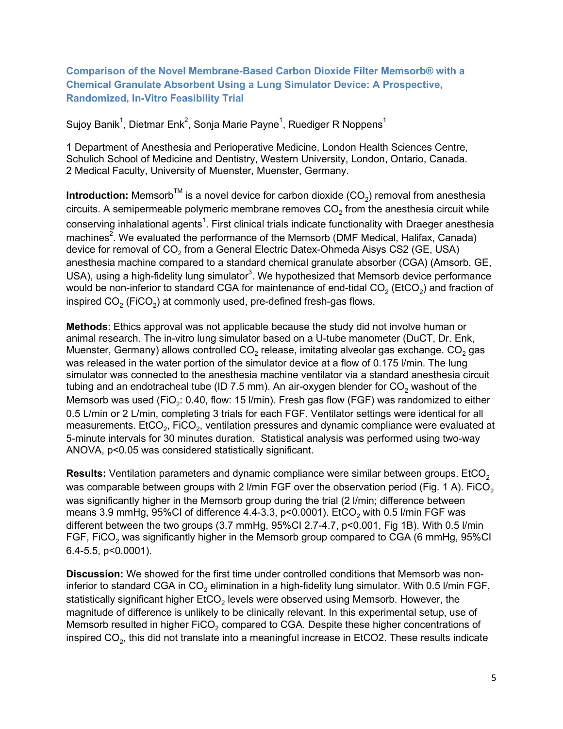## Comparison of the Novel Membrane-Based Carbon Dioxide Filter Memsorb® with a Chemical Granulate Absorbent Using a Lung Simulator Device: A Prospective, Randomized, In-Vitro Feasibility Trial

Sujoy Banik[1], Dietmar Enk[2], Sonja Marie Payne[1], Ruediger R Noppens[1]

1 Department of Anesthesia and Perioperative Medicine, London Health Sciences Centre, Schulich School of Medicine and Dentistry, Western University, London, Ontario, Canada.
2 Medical Faculty, University of Muenster, Muenster, Germany.

**Introduction:** Memsorb™ is a novel device for carbon dioxide ($CO_2$) removal from anesthesia circuits. A semipermeable polymeric membrane removes $CO_2$ from the anesthesia circuit while conserving inhalational agents[1]. First clinical trials indicate functionality with Draeger anesthesia machines[2]. We evaluated the performance of the Memsorb (DMF Medical, Halifax, Canada) device for removal of $CO_2$ from a General Electric Datex-Ohmeda Aisys CS2 (GE, USA) anesthesia machine compared to a standard chemical granulate absorber (CGA) (Amsorb, GE, USA), using a high-fidelity lung simulator[3]. We hypothesized that Memsorb device performance would be non-inferior to standard CGA for maintenance of end-tidal $CO_2$ ($EtCO_2$) and fraction of inspired $CO_2$ ($FiCO_2$) at commonly used, pre-defined fresh-gas flows.

**Methods**: Ethics approval was not applicable because the study did not involve human or animal research. The in-vitro lung simulator based on a U-tube manometer (DuCT, Dr. Enk, Muenster, Germany) allows controlled $CO_2$ release, imitating alveolar gas exchange. $CO_2$ gas was released in the water portion of the simulator device at a flow of 0.175 l/min. The lung simulator was connected to the anesthesia machine ventilator via a standard anesthesia circuit tubing and an endotracheal tube (ID 7.5 mm). An air-oxygen blender for $CO_2$ washout of the Memsorb was used ($FiO_2$: 0.40, flow: 15 l/min). Fresh gas flow (FGF) was randomized to either 0.5 L/min or 2 L/min, completing 3 trials for each FGF. Ventilator settings were identical for all measurements. $EtCO_2$, $FiCO_2$, ventilation pressures and dynamic compliance were evaluated at 5-minute intervals for 30 minutes duration. Statistical analysis was performed using two-way ANOVA, $p<0.05$ was considered statistically significant.

**Results:** Ventilation parameters and dynamic compliance were similar between groups. $EtCO_2$ was comparable between groups with 2 l/min FGF over the observation period (Fig. 1 A). $FiCO_2$ was significantly higher in the Memsorb group during the trial (2 l/min; difference between means 3.9 mmHg, 95%CI of difference 4.4-3.3, $p<0.0001$). $EtCO_2$ with 0.5 l/min FGF was different between the two groups (3.7 mmHg, 95%CI 2.7-4.7, $p<0.001$, Fig 1B). With 0.5 l/min FGF, $FiCO_2$ was significantly higher in the Memsorb group compared to CGA (6 mmHg, 95%CI 6.4-5.5, $p<0.0001$).

**Discussion:** We showed for the first time under controlled conditions that Memsorb was non-inferior to standard CGA in $CO_2$ elimination in a high-fidelity lung simulator. With 0.5 l/min FGF, statistically significant higher $EtCO_2$ levels were observed using Memsorb. However, the magnitude of difference is unlikely to be clinically relevant. In this experimental setup, use of Memsorb resulted in higher $FiCO_2$ compared to CGA. Despite these higher concentrations of inspired $CO_2$, this did not translate into a meaningful increase in $EtCO_2$. These results indicate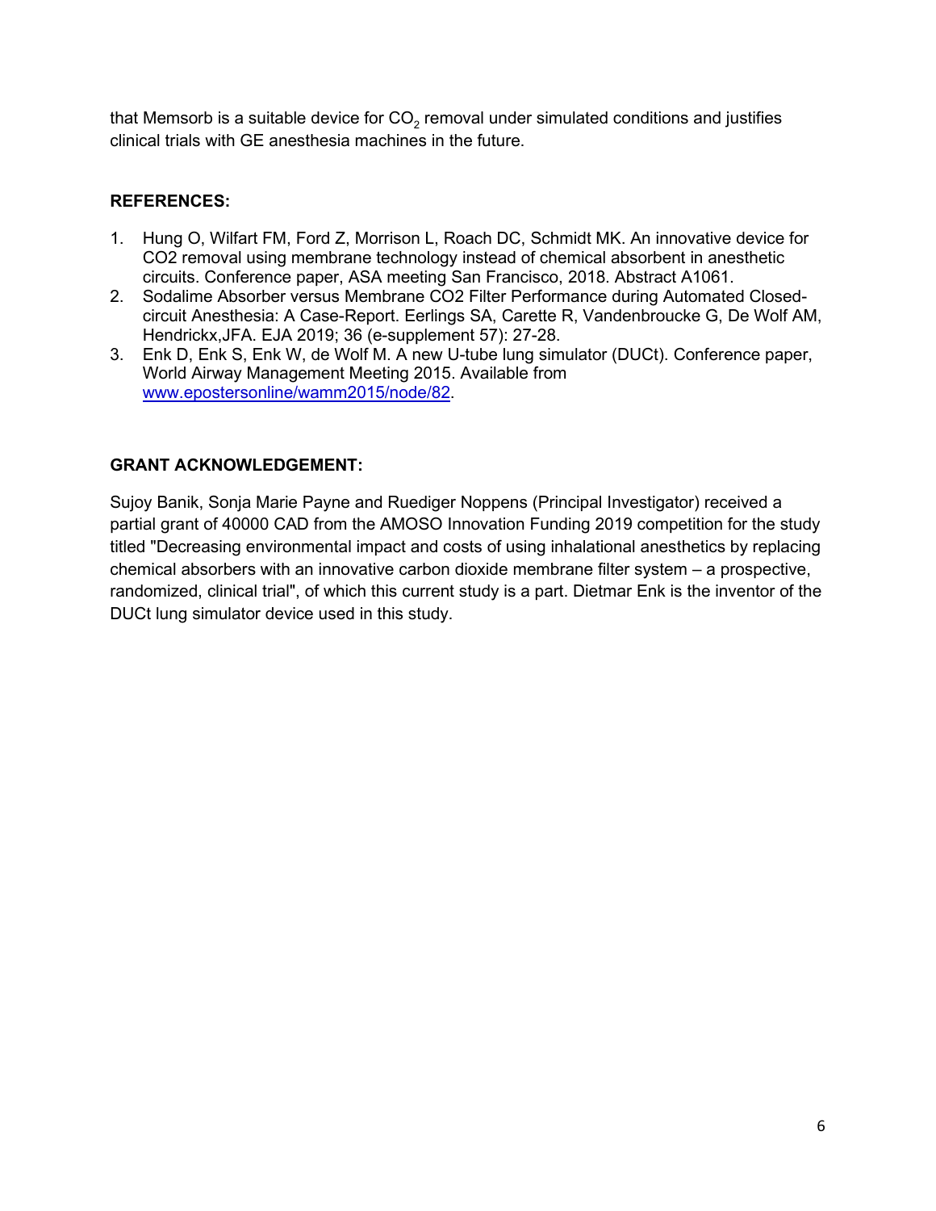that Memsorb is a suitable device for $CO_2$ removal under simulated conditions and justifies clinical trials with GE anesthesia machines in the future.

## REFERENCES:

1. Hung O, Wilfart FM, Ford Z, Morrison L, Roach DC, Schmidt MK. An innovative device for CO2 removal using membrane technology instead of chemical absorbent in anesthetic circuits. Conference paper, ASA meeting San Francisco, 2018. Abstract A1061.
2. Sodalime Absorber versus Membrane CO2 Filter Performance during Automated Closed-circuit Anesthesia: A Case-Report. Eerlings SA, Carette R, Vandenbroucke G, De Wolf AM, Hendrickx,JFA. EJA 2019; 36 (e-supplement 57): 27-28.
3. Enk D, Enk S, Enk W, de Wolf M. A new U-tube lung simulator (DUCt). Conference paper, World Airway Management Meeting 2015. Available from www.epostersonline/wamm2015/node/82.

## GRANT ACKNOWLEDGEMENT:

Sujoy Banik, Sonja Marie Payne and Ruediger Noppens (Principal Investigator) received a partial grant of 40000 CAD from the AMOSO Innovation Funding 2019 competition for the study titled "Decreasing environmental impact and costs of using inhalational anesthetics by replacing chemical absorbers with an innovative carbon dioxide membrane filter system – a prospective, randomized, clinical trial", of which this current study is a part. Dietmar Enk is the inventor of the DUCt lung simulator device used in this study.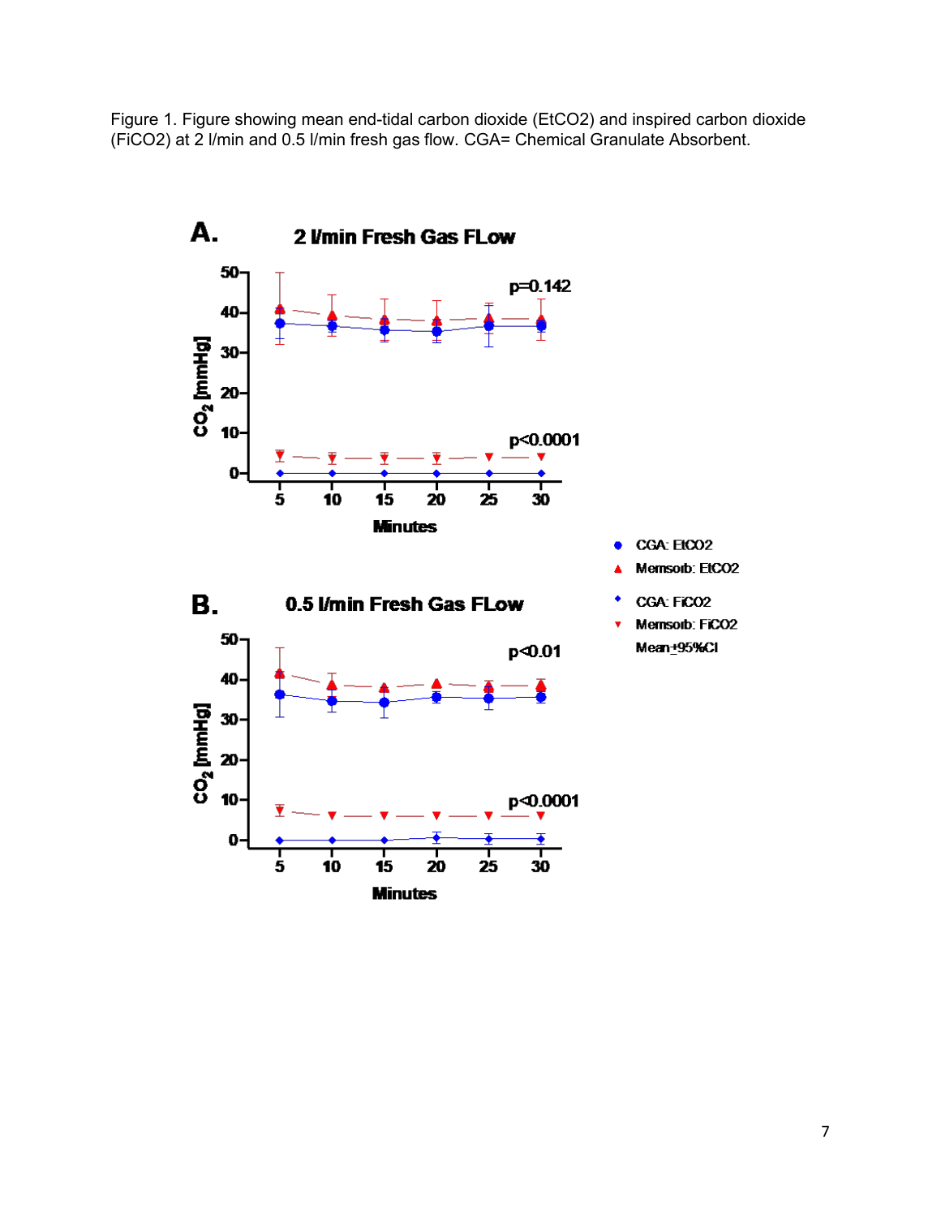Figure 1. Figure showing mean end-tidal carbon dioxide (EtCO2) and inspired carbon dioxide (FiCO2) at 2 l/min and 0.5 l/min fresh gas flow. CGA= Chemical Granulate Absorbent.

A. 2 l/min Fresh Gas FLow

$CO_2$ [mmHg]

50
40
30
20
10
0

5 10 15 20 25 30

Minutes

p=0.142

p<0.0001

B. 0.5 l/min Fresh Gas FLow

$CO_2$ [mmHg]

50
40
30
20
10
0

5 10 15 20 25 30

Minutes

p<0.01

p<0.0001

CGA: EtCO2
Memsorb: EtCO2
CGA: FiCO2
Memsorb: FiCO2
Mean±95%CI